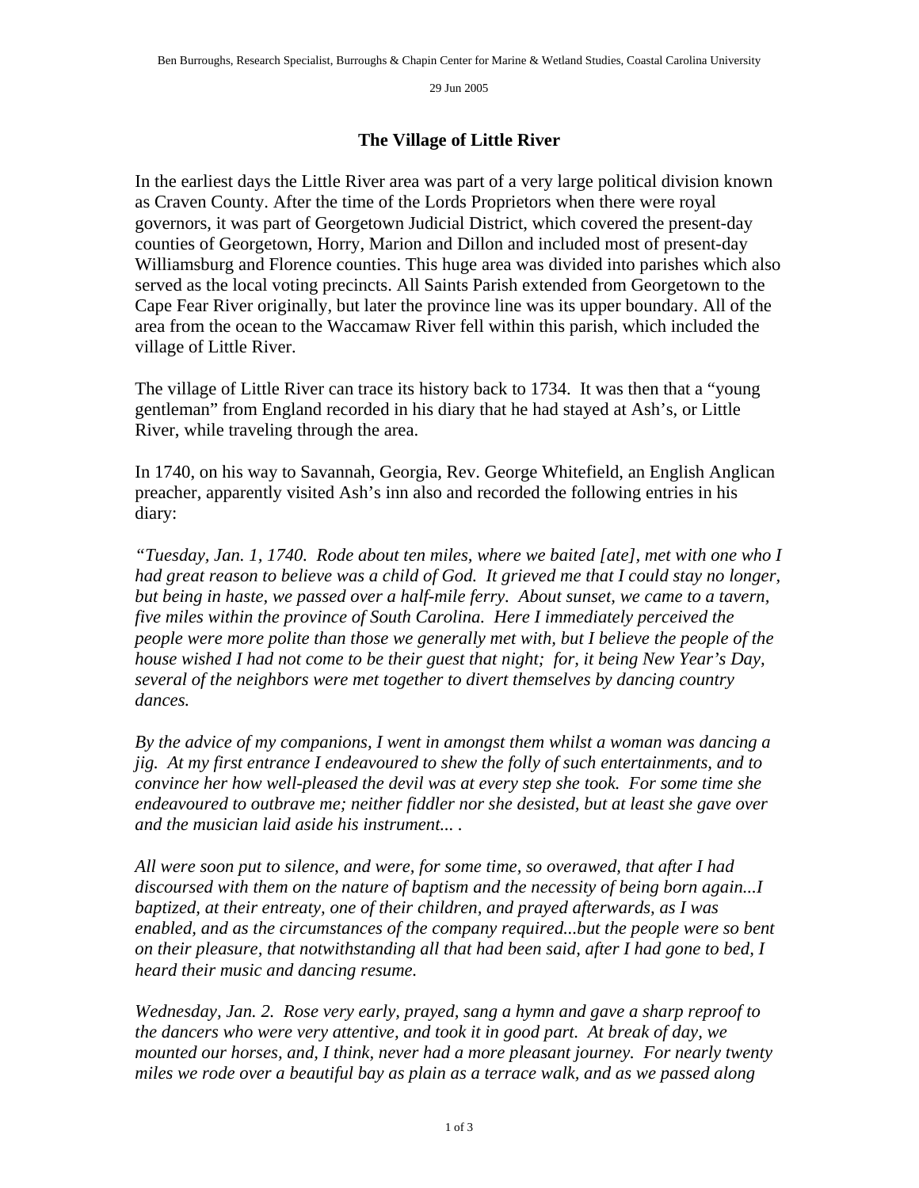Ben Burroughs, Research Specialist, Burroughs & Chapin Center for Marine & Wetland Studies, Coastal Carolina University

29 Jun 2005

# The Village of Little River

In the earliest days the Little River area was part of a very large political division known as Craven County. After the time of the Lords Proprietors when there were royal governors, it was part of Georgetown Judicial District, which covered the present-day counties of Georgetown, Horry, Marion and Dillon and included most of present-day Williamsburg and Florence counties. This huge area was divided into parishes which also served as the local voting precincts. All Saints Parish extended from Georgetown to the Cape Fear River originally, but later the province line was its upper boundary. All of the area from the ocean to the Waccamaw River fell within this parish, which included the village of Little River.

The village of Little River can trace its history back to 1734. It was then that a "young gentleman" from England recorded in his diary that he had stayed at Ash's, or Little River, while traveling through the area.

In 1740, on his way to Savannah, Georgia, Rev. George Whitefield, an English Anglican preacher, apparently visited Ash's inn also and recorded the following entries in his diary:

*"Tuesday, Jan. 1, 1740. Rode about ten miles, where we baited [ate], met with one who I had great reason to believe was a child of God. It grieved me that I could stay no longer, but being in haste, we passed over a half-mile ferry. About sunset, we came to a tavern, five miles within the province of South Carolina. Here I immediately perceived the people were more polite than those we generally met with, but I believe the people of the house wished I had not come to be their guest that night; for, it being New Year's Day, several of the neighbors were met together to divert themselves by dancing country dances.*

*By the advice of my companions, I went in amongst them whilst a woman was dancing a jig. At my first entrance I endeavoured to shew the folly of such entertainments, and to convince her how well-pleased the devil was at every step she took. For some time she endeavoured to outbrave me; neither fiddler nor she desisted, but at least she gave over and the musician laid aside his instrument... .*

*All were soon put to silence, and were, for some time, so overawed, that after I had discoursed with them on the nature of baptism and the necessity of being born again...I baptized, at their entreaty, one of their children, and prayed afterwards, as I was enabled, and as the circumstances of the company required...but the people were so bent on their pleasure, that notwithstanding all that had been said, after I had gone to bed, I heard their music and dancing resume.*

*Wednesday, Jan. 2. Rose very early, prayed, sang a hymn and gave a sharp reproof to the dancers who were very attentive, and took it in good part. At break of day, we mounted our horses, and, I think, never had a more pleasant journey. For nearly twenty miles we rode over a beautiful bay as plain as a terrace walk, and as we passed along*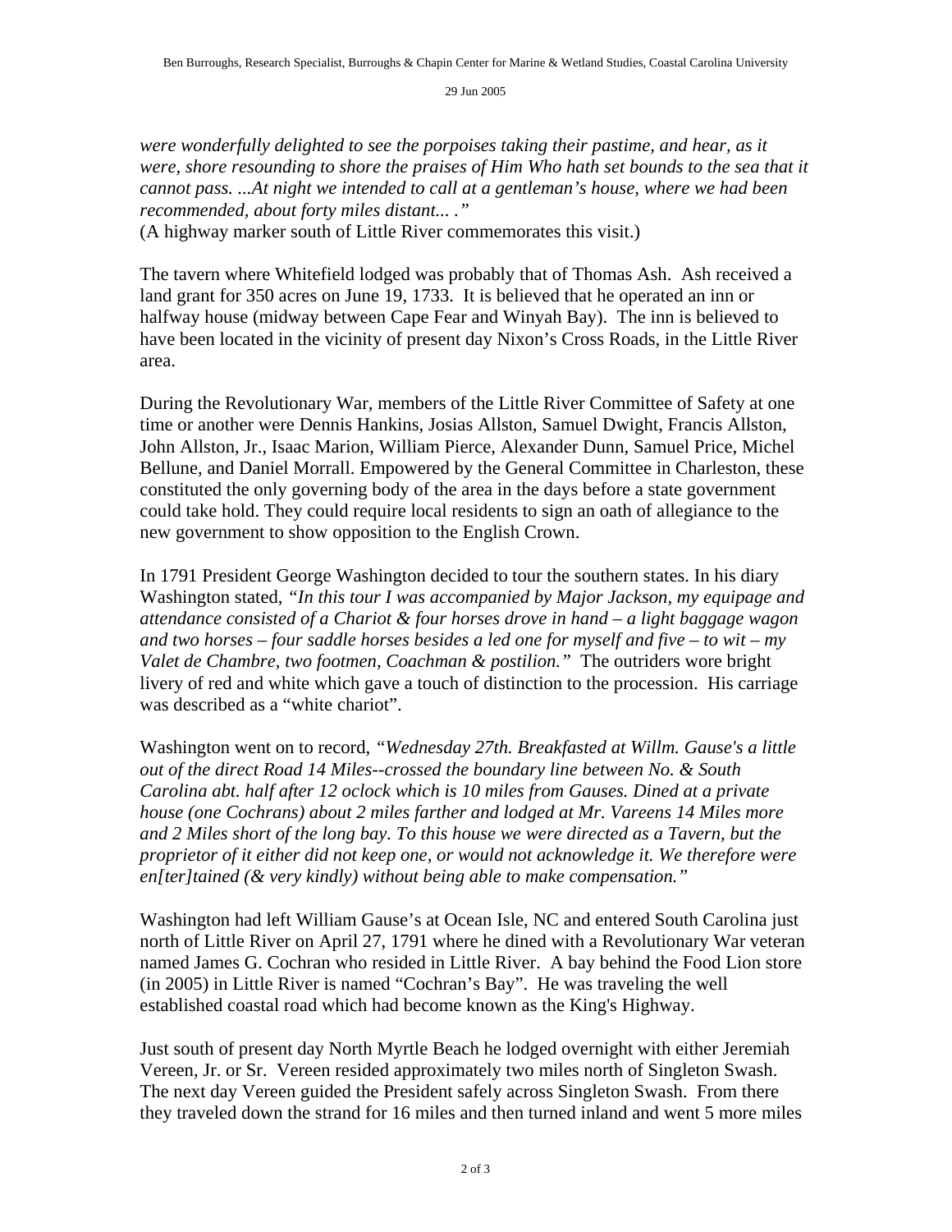*were wonderfully delighted to see the porpoises taking their pastime, and hear, as it were, shore resounding to shore the praises of Him Who hath set bounds to the sea that it cannot pass. ...At night we intended to call at a gentleman's house, where we had been recommended, about forty miles distant... ."*
(A highway marker south of Little River commemorates this visit.)

The tavern where Whitefield lodged was probably that of Thomas Ash. Ash received a land grant for 350 acres on June 19, 1733. It is believed that he operated an inn or halfway house (midway between Cape Fear and Winyah Bay). The inn is believed to have been located in the vicinity of present day Nixon's Cross Roads, in the Little River area.

During the Revolutionary War, members of the Little River Committee of Safety at one time or another were Dennis Hankins, Josias Allston, Samuel Dwight, Francis Allston, John Allston, Jr., Isaac Marion, William Pierce, Alexander Dunn, Samuel Price, Michel Bellune, and Daniel Morrall. Empowered by the General Committee in Charleston, these constituted the only governing body of the area in the days before a state government could take hold. They could require local residents to sign an oath of allegiance to the new government to show opposition to the English Crown.

In 1791 President George Washington decided to tour the southern states. In his diary Washington stated, *"In this tour I was accompanied by Major Jackson, my equipage and attendance consisted of a Chariot & four horses drove in hand – a light baggage wagon and two horses – four saddle horses besides a led one for myself and five – to wit – my Valet de Chambre, two footmen, Coachman & postilion."* The outriders wore bright livery of red and white which gave a touch of distinction to the procession. His carriage was described as a "white chariot".

Washington went on to record, *"Wednesday 27th. Breakfasted at Willm. Gause's a little out of the direct Road 14 Miles--crossed the boundary line between No. & South Carolina abt. half after 12 oclock which is 10 miles from Gauses. Dined at a private house (one Cochrans) about 2 miles farther and lodged at Mr. Vareens 14 Miles more and 2 Miles short of the long bay. To this house we were directed as a Tavern, but the proprietor of it either did not keep one, or would not acknowledge it. We therefore were en[ter]tained (& very kindly) without being able to make compensation."*

Washington had left William Gause's at Ocean Isle, NC and entered South Carolina just north of Little River on April 27, 1791 where he dined with a Revolutionary War veteran named James G. Cochran who resided in Little River. A bay behind the Food Lion store (in 2005) in Little River is named "Cochran's Bay". He was traveling the well established coastal road which had become known as the King's Highway.

Just south of present day North Myrtle Beach he lodged overnight with either Jeremiah Vereen, Jr. or Sr. Vereen resided approximately two miles north of Singleton Swash. The next day Vereen guided the President safely across Singleton Swash. From there they traveled down the strand for 16 miles and then turned inland and went 5 more miles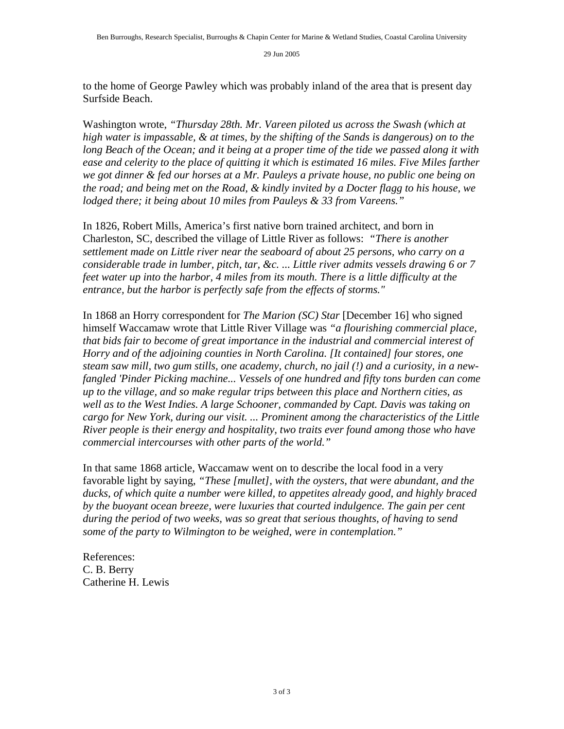to the home of George Pawley which was probably inland of the area that is present day Surfside Beach.

Washington wrote, *"Thursday 28th. Mr. Vareen piloted us across the Swash (which at high water is impassable, & at times, by the shifting of the Sands is dangerous) on to the long Beach of the Ocean; and it being at a proper time of the tide we passed along it with ease and celerity to the place of quitting it which is estimated 16 miles. Five Miles farther we got dinner & fed our horses at a Mr. Pauleys a private house, no public one being on the road; and being met on the Road, & kindly invited by a Docter flagg to his house, we lodged there; it being about 10 miles from Pauleys & 33 from Vareens."*

In 1826, Robert Mills, America's first native born trained architect, and born in Charleston, SC, described the village of Little River as follows: *"There is another settlement made on Little river near the seaboard of about 25 persons, who carry on a considerable trade in lumber, pitch, tar, &c. ... Little river admits vessels drawing 6 or 7 feet water up into the harbor, 4 miles from its mouth. There is a little difficulty at the entrance, but the harbor is perfectly safe from the effects of storms."*

In 1868 an Horry correspondent for *The Marion (SC) Star* [December 16] who signed himself Waccamaw wrote that Little River Village was *"a flourishing commercial place, that bids fair to become of great importance in the industrial and commercial interest of Horry and of the adjoining counties in North Carolina. [It contained] four stores, one steam saw mill, two gum stills, one academy, church, no jail (!) and a curiosity, in a new-fangled 'Pinder Picking machine... Vessels of one hundred and fifty tons burden can come up to the village, and so make regular trips between this place and Northern cities, as well as to the West Indies. A large Schooner, commanded by Capt. Davis was taking on cargo for New York, during our visit. ... Prominent among the characteristics of the Little River people is their energy and hospitality, two traits ever found among those who have commercial intercourses with other parts of the world."*

In that same 1868 article, Waccamaw went on to describe the local food in a very favorable light by saying, *"These [mullet], with the oysters, that were abundant, and the ducks, of which quite a number were killed, to appetites already good, and highly braced by the buoyant ocean breeze, were luxuries that courted indulgence. The gain per cent during the period of two weeks, was so great that serious thoughts, of having to send some of the party to Wilmington to be weighed, were in contemplation."*

References:
C. B. Berry
Catherine H. Lewis